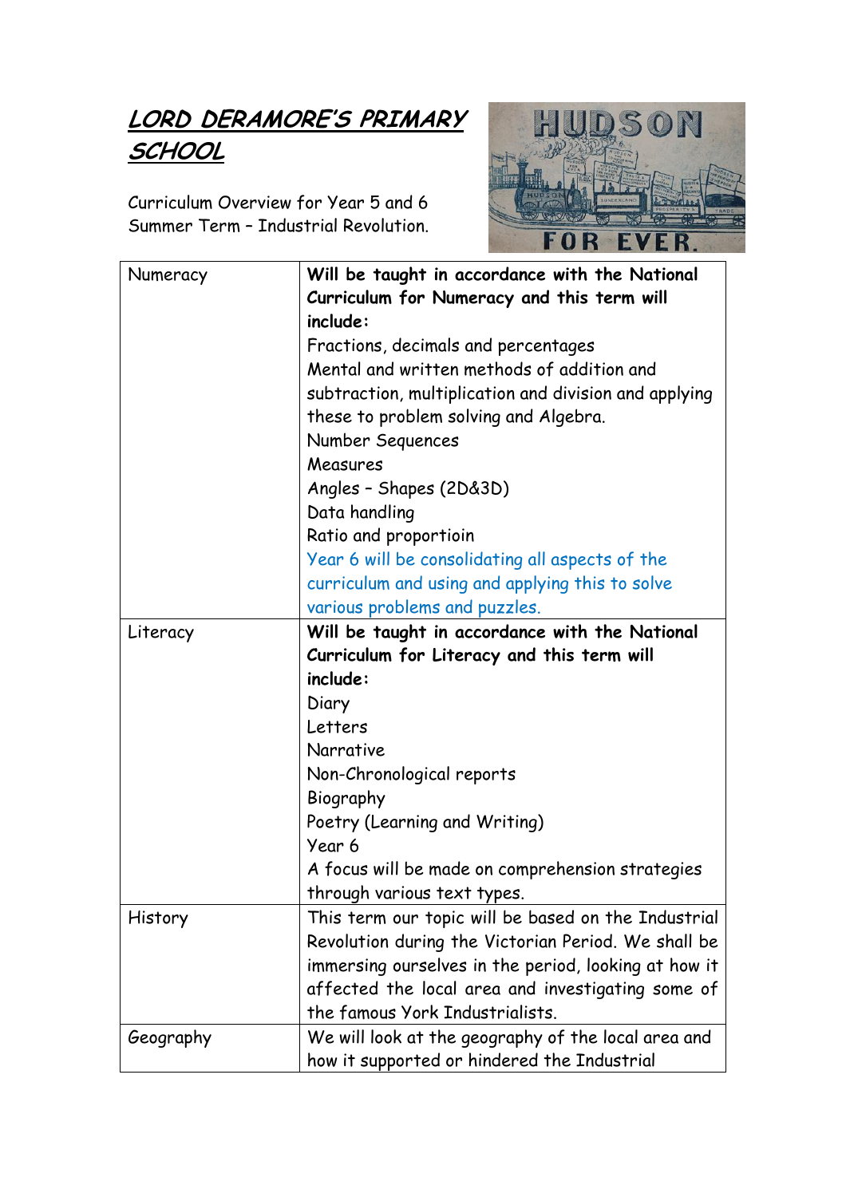# ***LORD DERAMORE'S PRIMARY SCHOOL***

Curriculum Overview for Year 5 and 6
Summer Term – Industrial Revolution.

| | |
|---|---|
| Numeracy | **Will be taught in accordance with the National Curriculum for Numeracy and this term will include:**<br>Fractions, decimals and percentages<br>Mental and written methods of addition and subtraction, multiplication and division and applying these to problem solving and Algebra.<br>Number Sequences<br>Measures<br>Angles – Shapes (2D&3D)<br>Data handling<br>Ratio and proportioin<br>Year 6 will be consolidating all aspects of the curriculum and using and applying this to solve various problems and puzzles. |
| Literacy | **Will be taught in accordance with the National Curriculum for Literacy and this term will include:**<br>Diary<br>Letters<br>Narrative<br>Non-Chronological reports<br>Biography<br>Poetry (Learning and Writing)<br>Year 6<br>A focus will be made on comprehension strategies through various text types. |
| History | This term our topic will be based on the Industrial Revolution during the Victorian Period. We shall be immersing ourselves in the period, looking at how it affected the local area and investigating some of the famous York Industrialists. |
| Geography | We will look at the geography of the local area and how it supported or hindered the Industrial |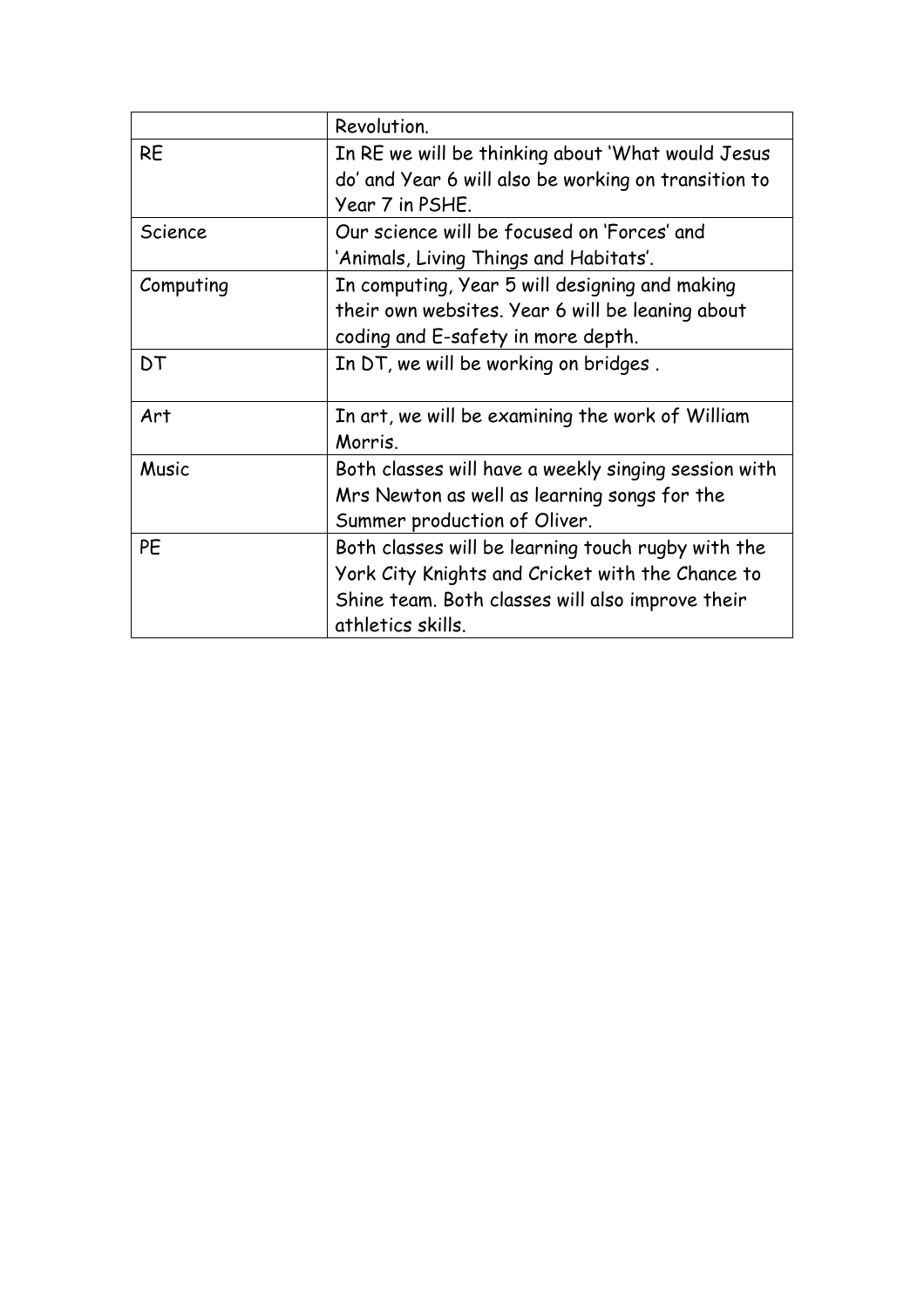| | |
|---|---|
| | Revolution. |
| RE | In RE we will be thinking about 'What would Jesus do' and Year 6 will also be working on transition to Year 7 in PSHE. |
| Science | Our science will be focused on 'Forces' and 'Animals, Living Things and Habitats'. |
| Computing | In computing, Year 5 will designing and making their own websites. Year 6 will be leaning about coding and E-safety in more depth. |
| DT | In DT, we will be working on bridges . |
| Art | In art, we will be examining the work of William Morris. |
| Music | Both classes will have a weekly singing session with Mrs Newton as well as learning songs for the Summer production of Oliver. |
| PE | Both classes will be learning touch rugby with the York City Knights and Cricket with the Chance to Shine team. Both classes will also improve their athletics skills. |